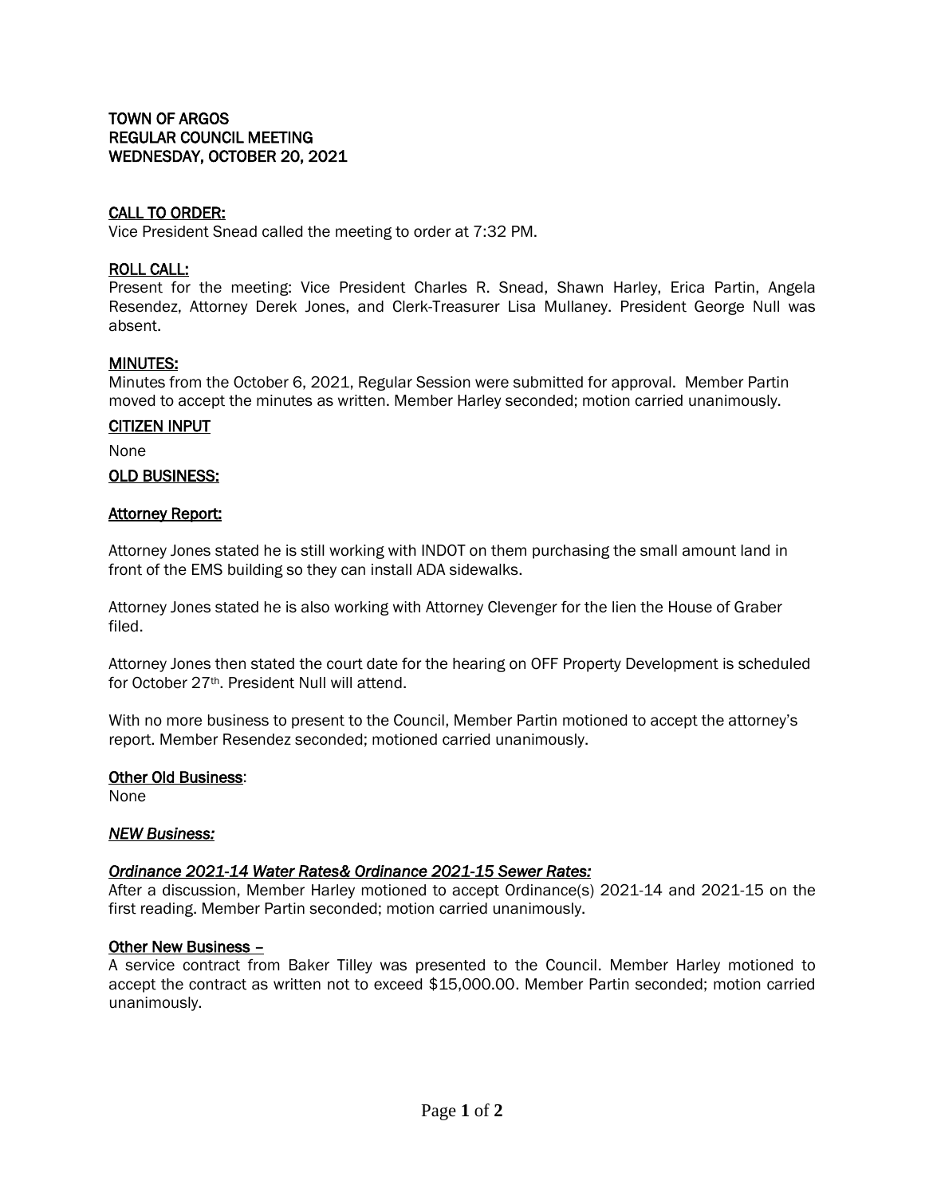TOWN OF ARGOS
REGULAR COUNCIL MEETING
WEDNESDAY, OCTOBER 20, 2021

## CALL TO ORDER:

Vice President Snead called the meeting to order at 7:32 PM.

## ROLL CALL:

Present for the meeting: Vice President Charles R. Snead, Shawn Harley, Erica Partin, Angela Resendez, Attorney Derek Jones, and Clerk-Treasurer Lisa Mullaney. President George Null was absent.

## MINUTES:

Minutes from the October 6, 2021, Regular Session were submitted for approval. Member Partin moved to accept the minutes as written. Member Harley seconded; motion carried unanimously.

## CITIZEN INPUT

None

## OLD BUSINESS:

### Attorney Report:

Attorney Jones stated he is still working with INDOT on them purchasing the small amount land in front of the EMS building so they can install ADA sidewalks.

Attorney Jones stated he is also working with Attorney Clevenger for the lien the House of Graber filed.

Attorney Jones then stated the court date for the hearing on OFF Property Development is scheduled for October 27th. President Null will attend.

With no more business to present to the Council, Member Partin motioned to accept the attorney's report. Member Resendez seconded; motioned carried unanimously.

### Other Old Business:

None

## *NEW Business:*

### *Ordinance 2021-14 Water Rates& Ordinance 2021-15 Sewer Rates:*

After a discussion, Member Harley motioned to accept Ordinance(s) 2021-14 and 2021-15 on the first reading. Member Partin seconded; motion carried unanimously.

### Other New Business –

A service contract from Baker Tilley was presented to the Council. Member Harley motioned to accept the contract as written not to exceed $15,000.00. Member Partin seconded; motion carried unanimously.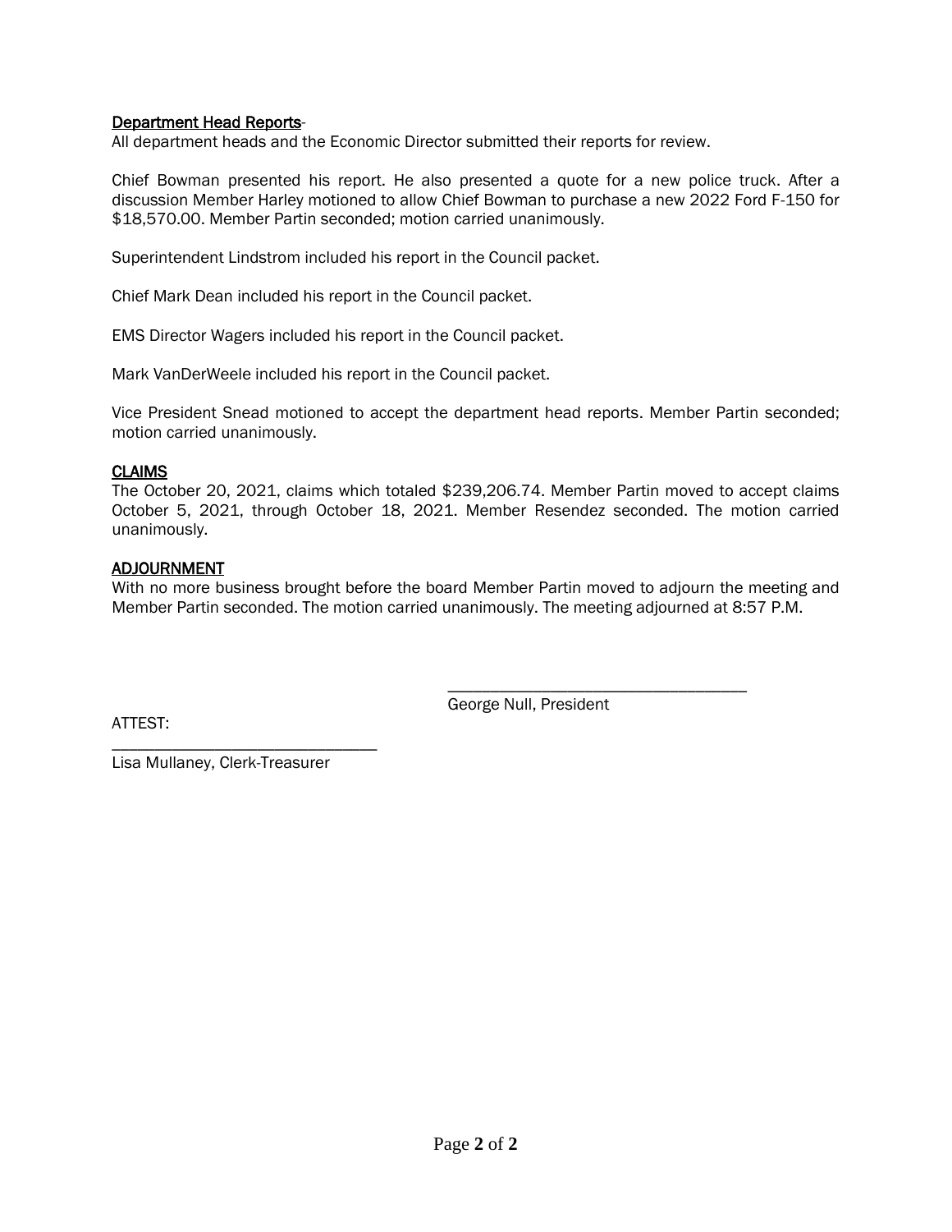<u>Department Head Reports</u>-
All department heads and the Economic Director submitted their reports for review.

Chief Bowman presented his report. He also presented a quote for a new police truck. After a discussion Member Harley motioned to allow Chief Bowman to purchase a new 2022 Ford F-150 for $18,570.00. Member Partin seconded; motion carried unanimously.

Superintendent Lindstrom included his report in the Council packet.

Chief Mark Dean included his report in the Council packet.

EMS Director Wagers included his report in the Council packet.

Mark VanDerWeele included his report in the Council packet.

Vice President Snead motioned to accept the department head reports. Member Partin seconded; motion carried unanimously.

<u>CLAIMS</u>
The October 20, 2021, claims which totaled $239,206.74. Member Partin moved to accept claims October 5, 2021, through October 18, 2021. Member Resendez seconded. The motion carried unanimously.

<u>ADJOURNMENT</u>
With no more business brought before the board Member Partin moved to adjourn the meeting and Member Partin seconded. The motion carried unanimously. The meeting adjourned at 8:57 P.M.

\_\_\_\_\_\_\_\_\_\_\_\_\_\_\_\_\_\_\_\_\_\_\_\_\_\_\_\_\_\_\_\_\_\_
George Null, President

ATTEST:

\_\_\_\_\_\_\_\_\_\_\_\_\_\_\_\_\_\_\_\_\_\_\_\_\_\_\_\_\_\_\_\_\_\_
Lisa Mullaney, Clerk-Treasurer